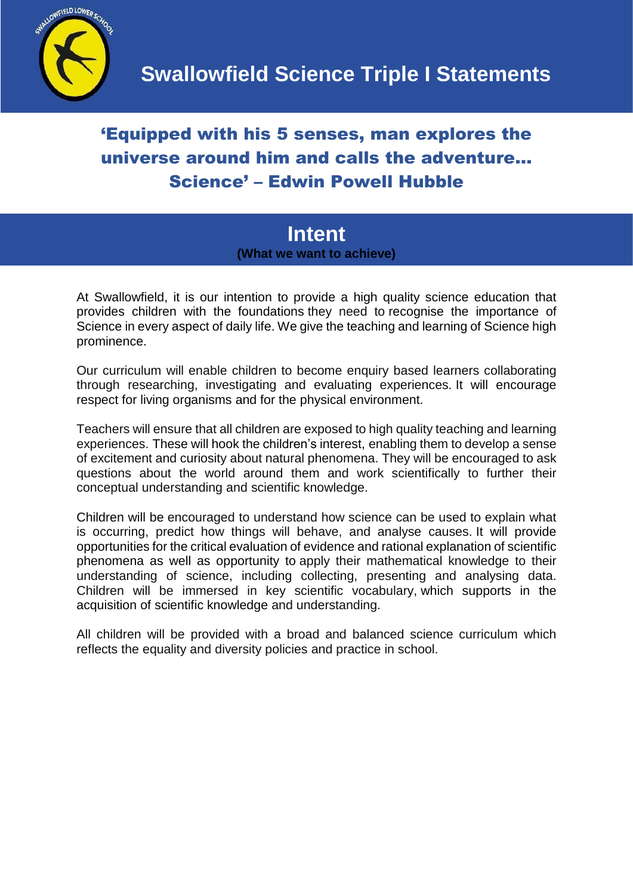# Swallowfield Science Triple I Statements

**'Equipped with his 5 senses, man explores the universe around him and calls the adventure… Science' – Edwin Powell Hubble**

## Intent

**(What we want to achieve)**

At Swallowfield, it is our intention to provide a high quality science education that provides children with the foundations they need to recognise the importance of Science in every aspect of daily life. We give the teaching and learning of Science high prominence.

Our curriculum will enable children to become enquiry based learners collaborating through researching, investigating and evaluating experiences. It will encourage respect for living organisms and for the physical environment.

Teachers will ensure that all children are exposed to high quality teaching and learning experiences. These will hook the children's interest, enabling them to develop a sense of excitement and curiosity about natural phenomena. They will be encouraged to ask questions about the world around them and work scientifically to further their conceptual understanding and scientific knowledge.

Children will be encouraged to understand how science can be used to explain what is occurring, predict how things will behave, and analyse causes. It will provide opportunities for the critical evaluation of evidence and rational explanation of scientific phenomena as well as opportunity to apply their mathematical knowledge to their understanding of science, including collecting, presenting and analysing data. Children will be immersed in key scientific vocabulary, which supports in the acquisition of scientific knowledge and understanding.

All children will be provided with a broad and balanced science curriculum which reflects the equality and diversity policies and practice in school.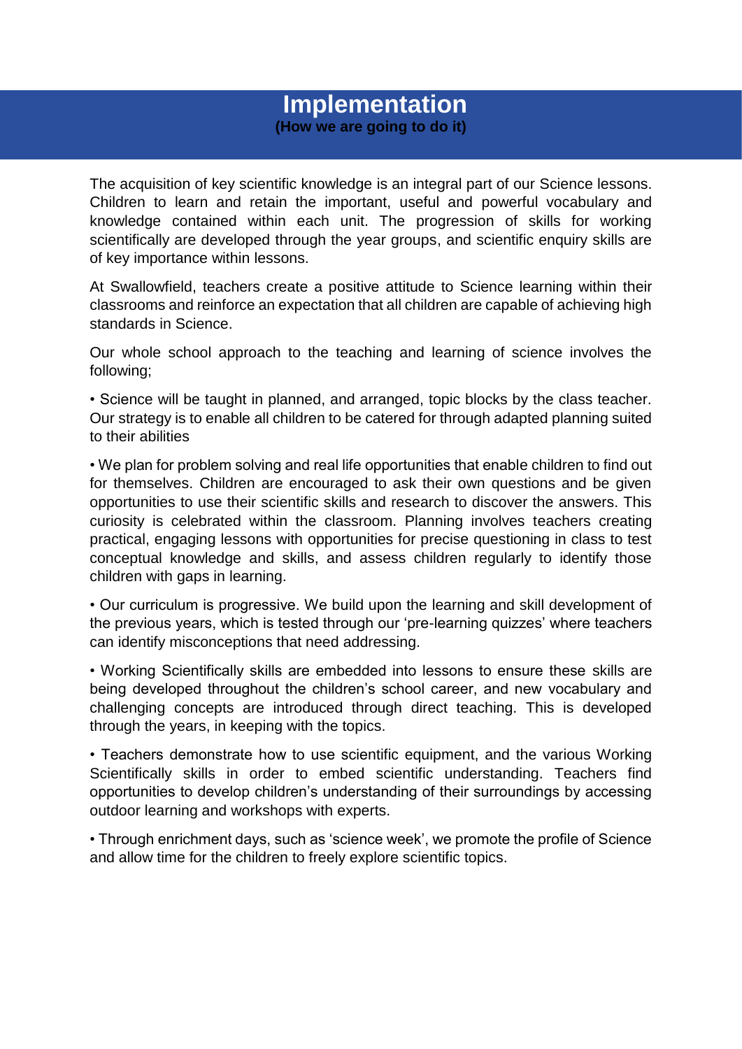# Implementation

**(How we are going to do it)**

The acquisition of key scientific knowledge is an integral part of our Science lessons. Children to learn and retain the important, useful and powerful vocabulary and knowledge contained within each unit. The progression of skills for working scientifically are developed through the year groups, and scientific enquiry skills are of key importance within lessons.

At Swallowfield, teachers create a positive attitude to Science learning within their classrooms and reinforce an expectation that all children are capable of achieving high standards in Science.

Our whole school approach to the teaching and learning of science involves the following;

- Science will be taught in planned, and arranged, topic blocks by the class teacher. Our strategy is to enable all children to be catered for through adapted planning suited to their abilities

- We plan for problem solving and real life opportunities that enable children to find out for themselves. Children are encouraged to ask their own questions and be given opportunities to use their scientific skills and research to discover the answers. This curiosity is celebrated within the classroom. Planning involves teachers creating practical, engaging lessons with opportunities for precise questioning in class to test conceptual knowledge and skills, and assess children regularly to identify those children with gaps in learning.

- Our curriculum is progressive. We build upon the learning and skill development of the previous years, which is tested through our 'pre-learning quizzes' where teachers can identify misconceptions that need addressing.

- Working Scientifically skills are embedded into lessons to ensure these skills are being developed throughout the children's school career, and new vocabulary and challenging concepts are introduced through direct teaching. This is developed through the years, in keeping with the topics.

- Teachers demonstrate how to use scientific equipment, and the various Working Scientifically skills in order to embed scientific understanding. Teachers find opportunities to develop children's understanding of their surroundings by accessing outdoor learning and workshops with experts.

- Through enrichment days, such as 'science week', we promote the profile of Science and allow time for the children to freely explore scientific topics.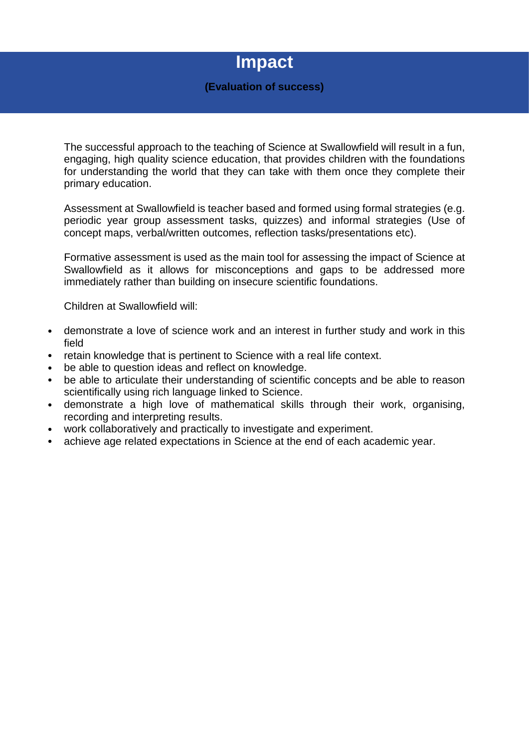# Impact

**(Evaluation of success)**

The successful approach to the teaching of Science at Swallowfield will result in a fun, engaging, high quality science education, that provides children with the foundations for understanding the world that they can take with them once they complete their primary education.

Assessment at Swallowfield is teacher based and formed using formal strategies (e.g. periodic year group assessment tasks, quizzes) and informal strategies (Use of concept maps, verbal/written outcomes, reflection tasks/presentations etc).

Formative assessment is used as the main tool for assessing the impact of Science at Swallowfield as it allows for misconceptions and gaps to be addressed more immediately rather than building on insecure scientific foundations.

Children at Swallowfield will:

- demonstrate a love of science work and an interest in further study and work in this field
- retain knowledge that is pertinent to Science with a real life context.
- be able to question ideas and reflect on knowledge.
- be able to articulate their understanding of scientific concepts and be able to reason scientifically using rich language linked to Science.
- demonstrate a high love of mathematical skills through their work, organising, recording and interpreting results.
- work collaboratively and practically to investigate and experiment.
- achieve age related expectations in Science at the end of each academic year.